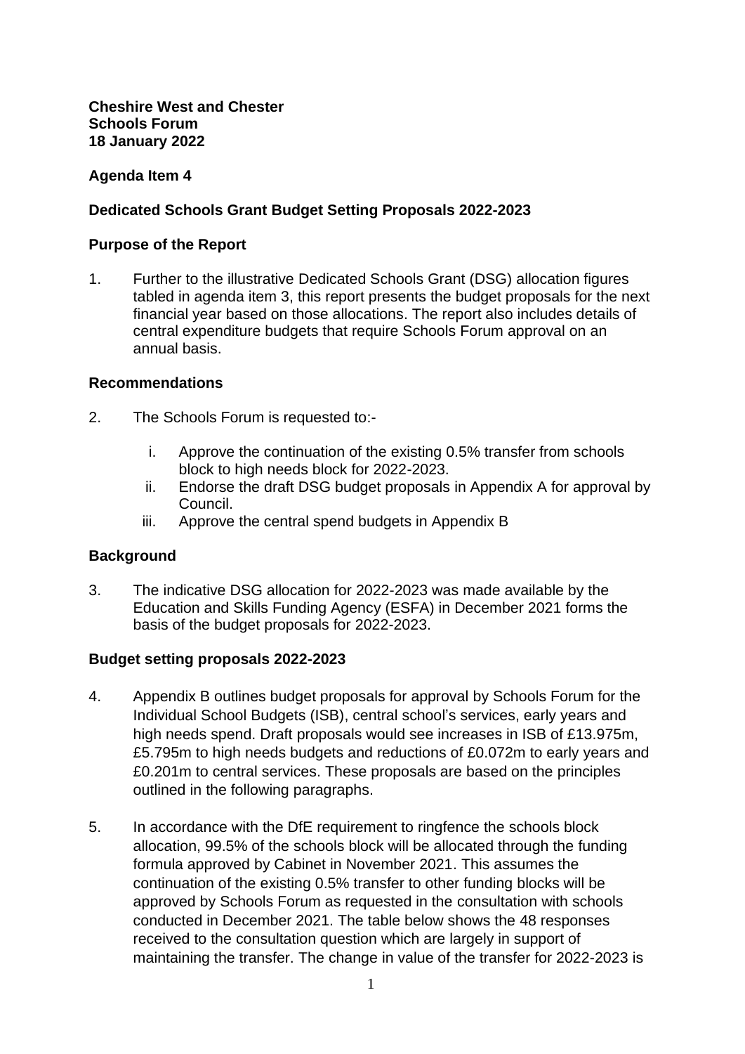**Cheshire West and Chester**
**Schools Forum**
**18 January 2022**

**Agenda Item 4**

**Dedicated Schools Grant Budget Setting Proposals 2022-2023**

**Purpose of the Report**

1. Further to the illustrative Dedicated Schools Grant (DSG) allocation figures tabled in agenda item 3, this report presents the budget proposals for the next financial year based on those allocations. The report also includes details of central expenditure budgets that require Schools Forum approval on an annual basis.

**Recommendations**

2. The Schools Forum is requested to:-

   i. Approve the continuation of the existing 0.5% transfer from schools block to high needs block for 2022-2023.
   ii. Endorse the draft DSG budget proposals in Appendix A for approval by Council.
   iii. Approve the central spend budgets in Appendix B

**Background**

3. The indicative DSG allocation for 2022-2023 was made available by the Education and Skills Funding Agency (ESFA) in December 2021 forms the basis of the budget proposals for 2022-2023.

**Budget setting proposals 2022-2023**

4. Appendix B outlines budget proposals for approval by Schools Forum for the Individual School Budgets (ISB), central school's services, early years and high needs spend. Draft proposals would see increases in ISB of £13.975m, £5.795m to high needs budgets and reductions of £0.072m to early years and £0.201m to central services. These proposals are based on the principles outlined in the following paragraphs.

5. In accordance with the DfE requirement to ringfence the schools block allocation, 99.5% of the schools block will be allocated through the funding formula approved by Cabinet in November 2021. This assumes the continuation of the existing 0.5% transfer to other funding blocks will be approved by Schools Forum as requested in the consultation with schools conducted in December 2021. The table below shows the 48 responses received to the consultation question which are largely in support of maintaining the transfer. The change in value of the transfer for 2022-2023 is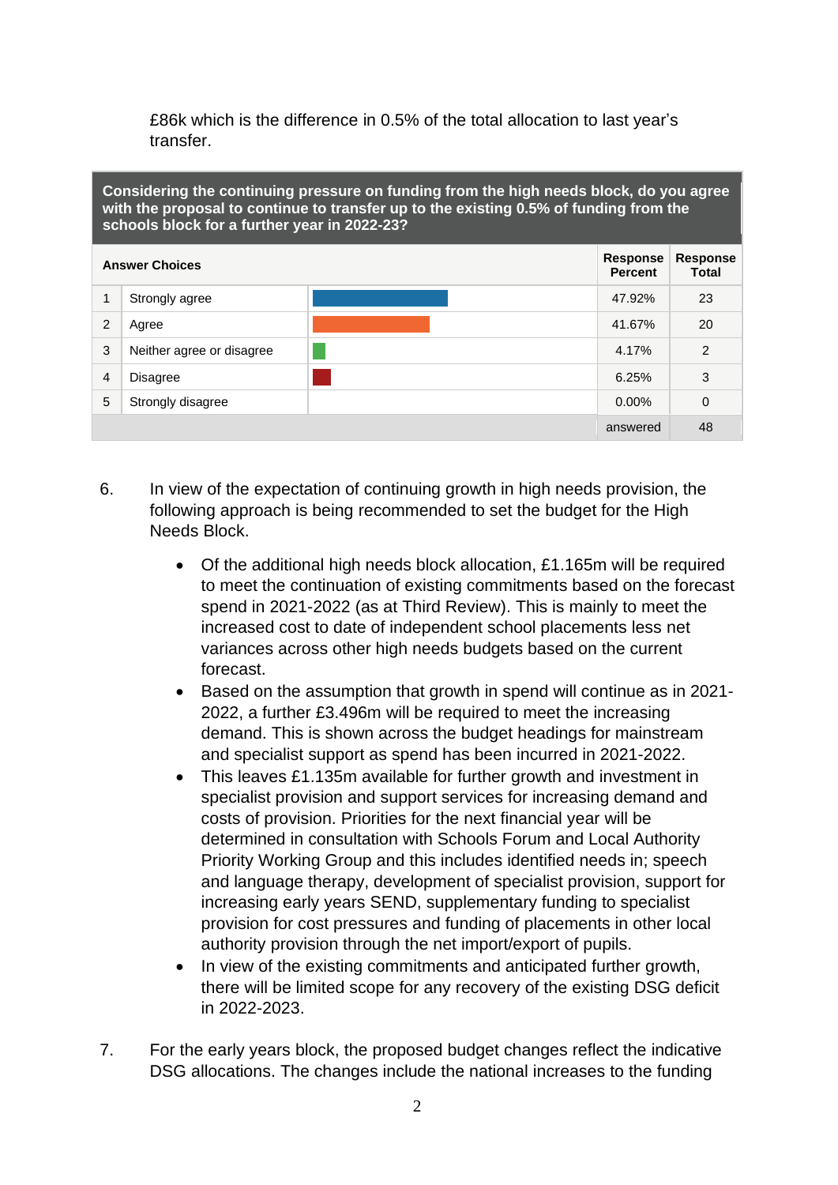£86k which is the difference in 0.5% of the total allocation to last year's transfer.

| Considering the continuing pressure on funding from the high needs block, do you agree with the proposal to continue to transfer up to the existing 0.5% of funding from the schools block for a further year in 2022-23? | | | | |
|---|---|---|---|---|
| **Answer Choices** | | | **Response Percent** | **Response Total** |
| 1 | Strongly agree | | 47.92% | 23 |
| 2 | Agree | | 41.67% | 20 |
| 3 | Neither agree or disagree | | 4.17% | 2 |
| 4 | Disagree | | 6.25% | 3 |
| 5 | Strongly disagree | | 0.00% | 0 |
| | | | answered | 48 |

6. In view of the expectation of continuing growth in high needs provision, the following approach is being recommended to set the budget for the High Needs Block.

    - Of the additional high needs block allocation, £1.165m will be required to meet the continuation of existing commitments based on the forecast spend in 2021-2022 (as at Third Review). This is mainly to meet the increased cost to date of independent school placements less net variances across other high needs budgets based on the current forecast.
    - Based on the assumption that growth in spend will continue as in 2021-2022, a further £3.496m will be required to meet the increasing demand. This is shown across the budget headings for mainstream and specialist support as spend has been incurred in 2021-2022.
    - This leaves £1.135m available for further growth and investment in specialist provision and support services for increasing demand and costs of provision. Priorities for the next financial year will be determined in consultation with Schools Forum and Local Authority Priority Working Group and this includes identified needs in; speech and language therapy, development of specialist provision, support for increasing early years SEND, supplementary funding to specialist provision for cost pressures and funding of placements in other local authority provision through the net import/export of pupils.
    - In view of the existing commitments and anticipated further growth, there will be limited scope for any recovery of the existing DSG deficit in 2022-2023.

7. For the early years block, the proposed budget changes reflect the indicative DSG allocations. The changes include the national increases to the funding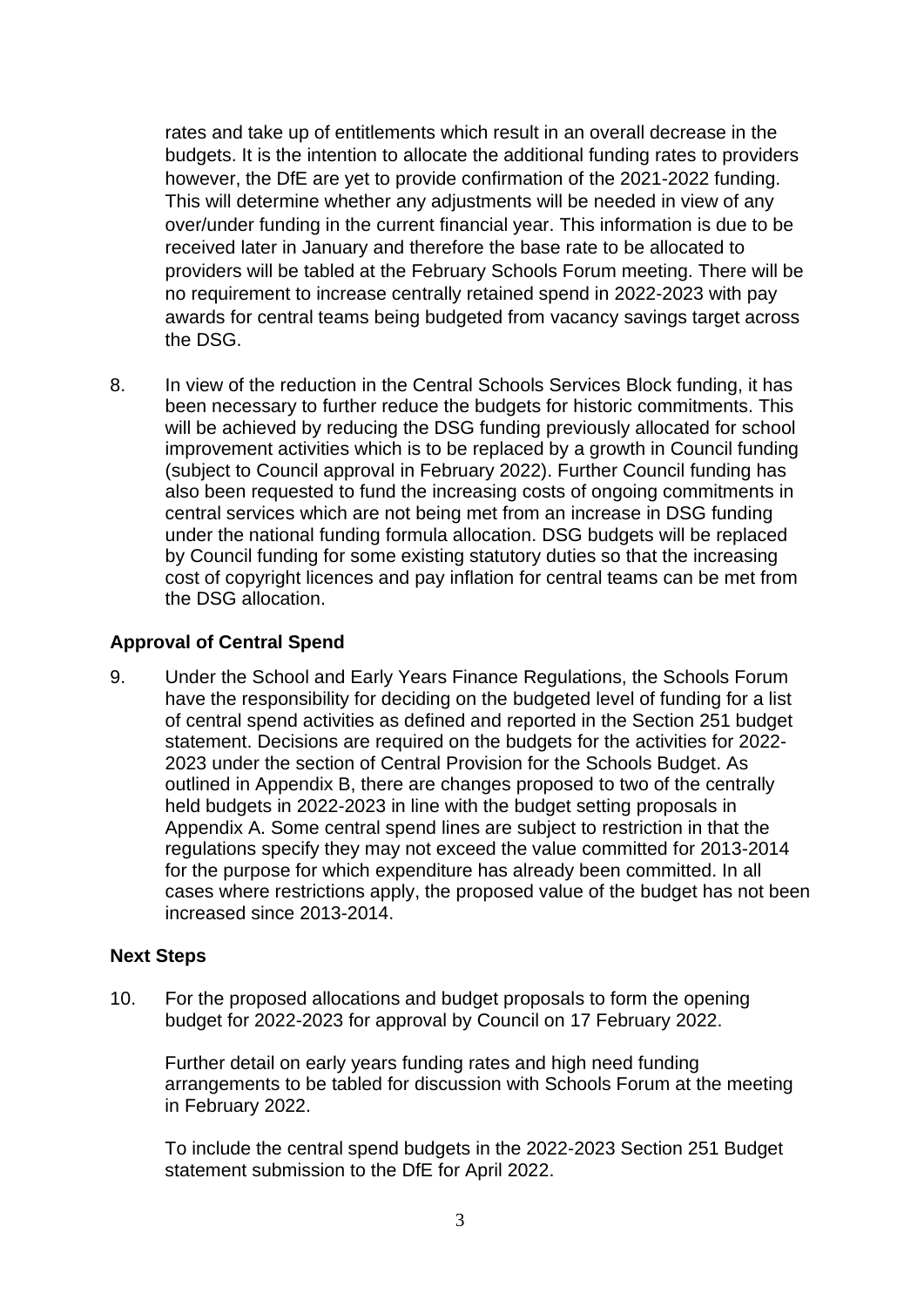rates and take up of entitlements which result in an overall decrease in the budgets. It is the intention to allocate the additional funding rates to providers however, the DfE are yet to provide confirmation of the 2021-2022 funding. This will determine whether any adjustments will be needed in view of any over/under funding in the current financial year. This information is due to be received later in January and therefore the base rate to be allocated to providers will be tabled at the February Schools Forum meeting. There will be no requirement to increase centrally retained spend in 2022-2023 with pay awards for central teams being budgeted from vacancy savings target across the DSG.

8. In view of the reduction in the Central Schools Services Block funding, it has been necessary to further reduce the budgets for historic commitments. This will be achieved by reducing the DSG funding previously allocated for school improvement activities which is to be replaced by a growth in Council funding (subject to Council approval in February 2022). Further Council funding has also been requested to fund the increasing costs of ongoing commitments in central services which are not being met from an increase in DSG funding under the national funding formula allocation. DSG budgets will be replaced by Council funding for some existing statutory duties so that the increasing cost of copyright licences and pay inflation for central teams can be met from the DSG allocation.

### Approval of Central Spend

9. Under the School and Early Years Finance Regulations, the Schools Forum have the responsibility for deciding on the budgeted level of funding for a list of central spend activities as defined and reported in the Section 251 budget statement. Decisions are required on the budgets for the activities for 2022-2023 under the section of Central Provision for the Schools Budget. As outlined in Appendix B, there are changes proposed to two of the centrally held budgets in 2022-2023 in line with the budget setting proposals in Appendix A. Some central spend lines are subject to restriction in that the regulations specify they may not exceed the value committed for 2013-2014 for the purpose for which expenditure has already been committed. In all cases where restrictions apply, the proposed value of the budget has not been increased since 2013-2014.

### Next Steps

10. For the proposed allocations and budget proposals to form the opening budget for 2022-2023 for approval by Council on 17 February 2022.

    Further detail on early years funding rates and high need funding arrangements to be tabled for discussion with Schools Forum at the meeting in February 2022.

    To include the central spend budgets in the 2022-2023 Section 251 Budget statement submission to the DfE for April 2022.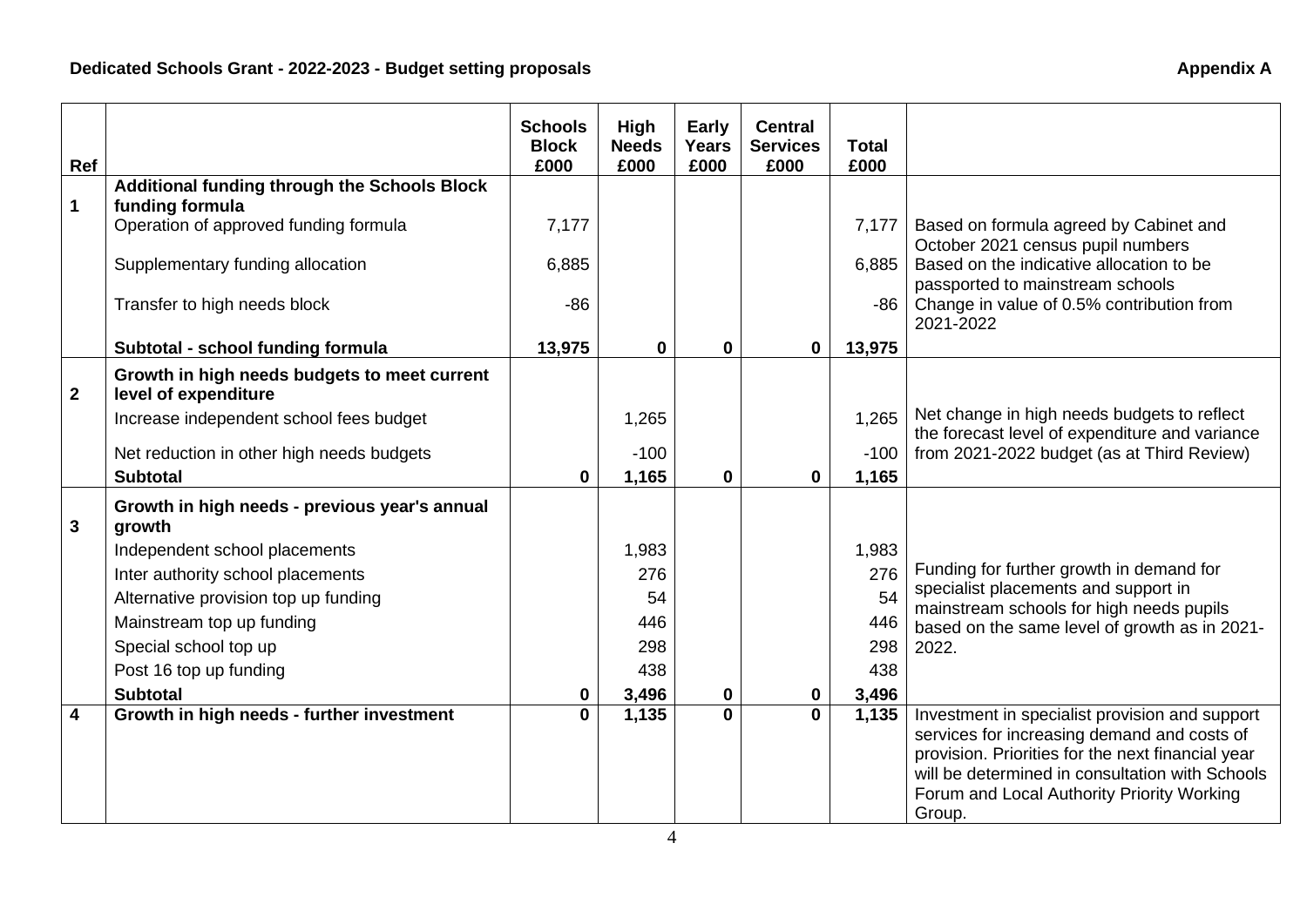**Dedicated Schools Grant - 2022-2023 - Budget setting proposals** **Appendix A**

| Ref | | Schools Block £000 | High Needs £000 | Early Years £000 | Central Services £000 | Total £000 | |
|---|---|---|---|---|---|---|---|
| 1 | **Additional funding through the Schools Block funding formula** | | | | | | |
| | Operation of approved funding formula | 7,177 | | | | 7,177 | Based on formula agreed by Cabinet and October 2021 census pupil numbers |
| | Supplementary funding allocation | 6,885 | | | | 6,885 | Based on the indicative allocation to be passported to mainstream schools |
| | Transfer to high needs block | -86 | | | | -86 | Change in value of 0.5% contribution from 2021-2022 |
| | **Subtotal - school funding formula** | **13,975** | **0** | **0** | **0** | **13,975** | |
| 2 | **Growth in high needs budgets to meet current level of expenditure** | | | | | | |
| | Increase independent school fees budget | | 1,265 | | | 1,265 | Net change in high needs budgets to reflect the forecast level of expenditure and variance from 2021-2022 budget (as at Third Review) |
| | Net reduction in other high needs budgets | | -100 | | | -100 | |
| | **Subtotal** | **0** | **1,165** | **0** | **0** | **1,165** | |
| 3 | **Growth in high needs - previous year's annual growth** | | | | | | |
| | Independent school placements | | 1,983 | | | 1,983 | Funding for further growth in demand for specialist placements and support in mainstream schools for high needs pupils based on the same level of growth as in 2021-2022. |
| | Inter authority school placements | | 276 | | | 276 | |
| | Alternative provision top up funding | | 54 | | | 54 | |
| | Mainstream top up funding | | 446 | | | 446 | |
| | Special school top up | | 298 | | | 298 | |
| | Post 16 top up funding | | 438 | | | 438 | |
| | **Subtotal** | **0** | **3,496** | **0** | **0** | **3,496** | |
| 4 | **Growth in high needs - further investment** | **0** | **1,135** | **0** | **0** | **1,135** | Investment in specialist provision and support services for increasing demand and costs of provision. Priorities for the next financial year will be determined in consultation with Schools Forum and Local Authority Priority Working Group. |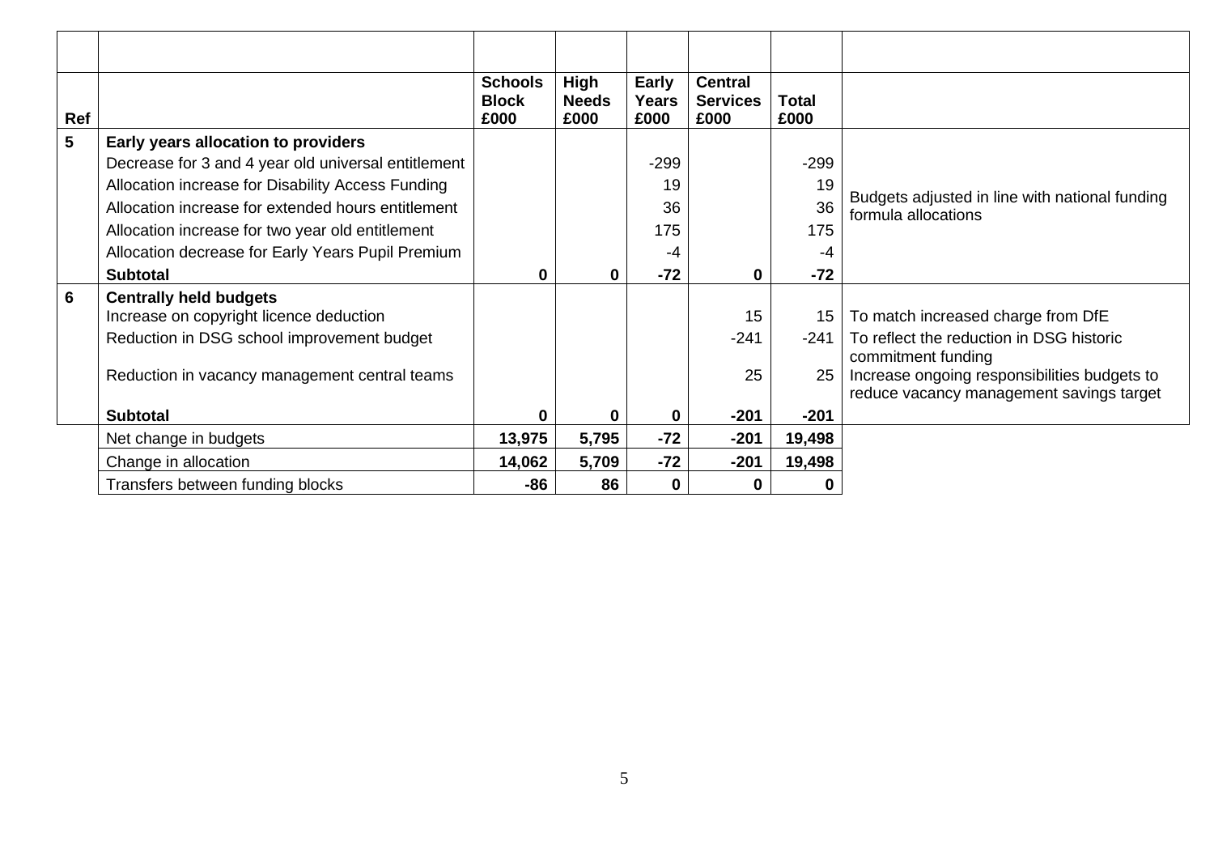| Ref | | Schools Block £000 | High Needs £000 | Early Years £000 | Central Services £000 | Total £000 | |
|---|---|---|---|---|---|---|---|
| 5 | **Early years allocation to providers** | | | | | | |
| | Decrease for 3 and 4 year old universal entitlement | | | -299 | | -299 | Budgets adjusted in line with national funding formula allocations |
| | Allocation increase for Disability Access Funding | | | 19 | | 19 | |
| | Allocation increase for extended hours entitlement | | | 36 | | 36 | |
| | Allocation increase for two year old entitlement | | | 175 | | 175 | |
| | Allocation decrease for Early Years Pupil Premium | | | -4 | | -4 | |
| | **Subtotal** | **0** | **0** | **-72** | **0** | **-72** | |
| 6 | **Centrally held budgets** | | | | | | |
| | Increase on copyright licence deduction | | | | 15 | 15 | To match increased charge from DfE |
| | Reduction in DSG school improvement budget | | | | -241 | -241 | To reflect the reduction in DSG historic commitment funding |
| | Reduction in vacancy management central teams | | | | 25 | 25 | Increase ongoing responsibilities budgets to reduce vacancy management savings target |
| | **Subtotal** | **0** | **0** | **0** | **-201** | **-201** | |
| | Net change in budgets | **13,975** | **5,795** | **-72** | **-201** | **19,498** | |
| | Change in allocation | **14,062** | **5,709** | **-72** | **-201** | **19,498** | |
| | Transfers between funding blocks | **-86** | **86** | **0** | **0** | **0** | |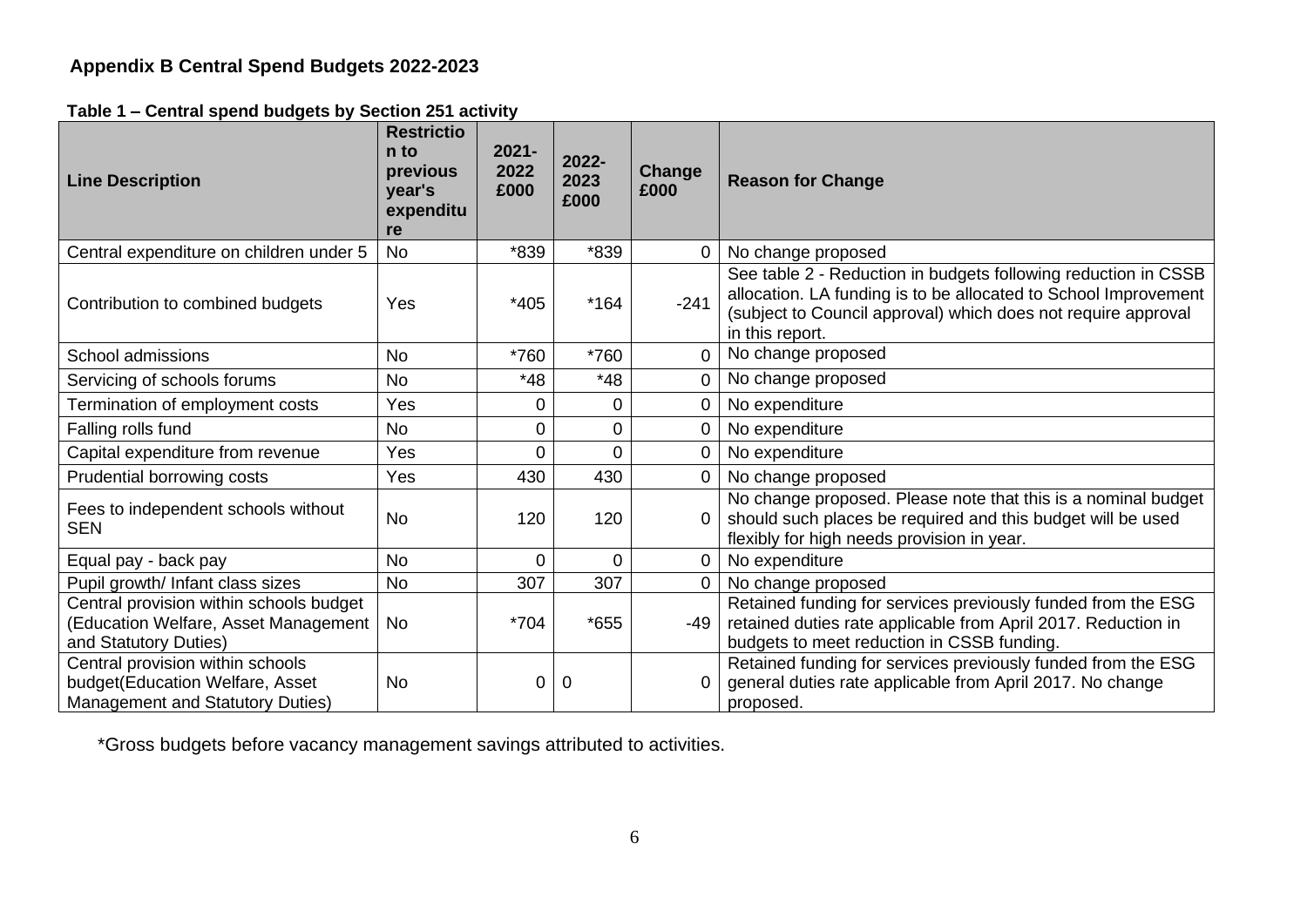## Appendix B Central Spend Budgets 2022-2023

**Table 1 – Central spend budgets by Section 251 activity**

| Line Description | Restriction to previous year's expenditure | 2021-2022 £000 | 2022-2023 £000 | Change £000 | Reason for Change |
|---|---|---|---|---|---|
| Central expenditure on children under 5 | No | *839 | *839 | 0 | No change proposed |
| Contribution to combined budgets | Yes | *405 | *164 | -241 | See table 2 - Reduction in budgets following reduction in CSSB allocation. LA funding is to be allocated to School Improvement (subject to Council approval) which does not require approval in this report. |
| School admissions | No | *760 | *760 | 0 | No change proposed |
| Servicing of schools forums | No | *48 | *48 | 0 | No change proposed |
| Termination of employment costs | Yes | 0 | 0 | 0 | No expenditure |
| Falling rolls fund | No | 0 | 0 | 0 | No expenditure |
| Capital expenditure from revenue | Yes | 0 | 0 | 0 | No expenditure |
| Prudential borrowing costs | Yes | 430 | 430 | 0 | No change proposed |
| Fees to independent schools without SEN | No | 120 | 120 | 0 | No change proposed. Please note that this is a nominal budget should such places be required and this budget will be used flexibly for high needs provision in year. |
| Equal pay - back pay | No | 0 | 0 | 0 | No expenditure |
| Pupil growth/ Infant class sizes | No | 307 | 307 | 0 | No change proposed |
| Central provision within schools budget (Education Welfare, Asset Management and Statutory Duties) | No | *704 | *655 | -49 | Retained funding for services previously funded from the ESG retained duties rate applicable from April 2017. Reduction in budgets to meet reduction in CSSB funding. |
| Central provision within schools budget(Education Welfare, Asset Management and Statutory Duties) | No | 0 | 0 | 0 | Retained funding for services previously funded from the ESG general duties rate applicable from April 2017. No change proposed. |

*Gross budgets before vacancy management savings attributed to activities.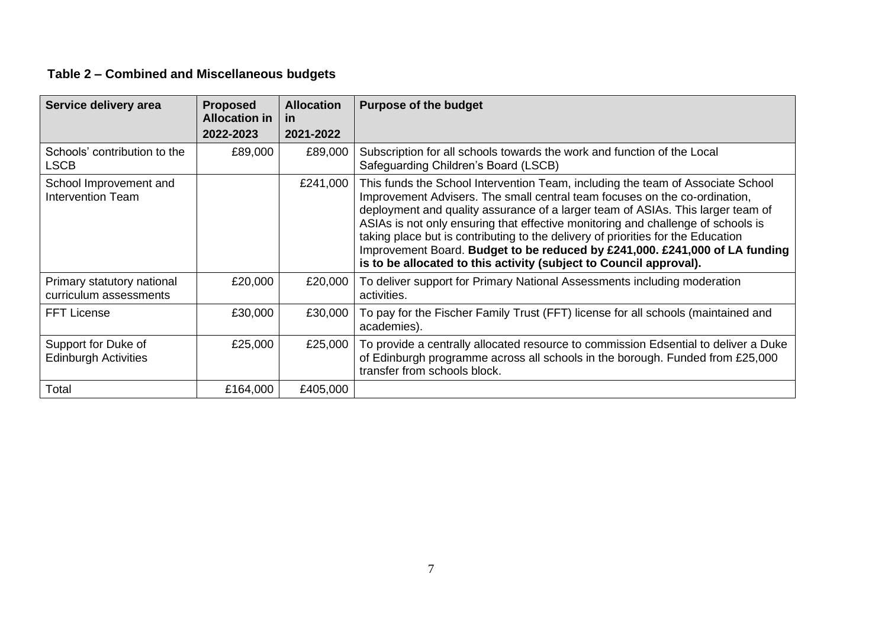**Table 2 – Combined and Miscellaneous budgets**

| Service delivery area | Proposed Allocation in 2022-2023 | Allocation in 2021-2022 | Purpose of the budget |
|---|---|---|---|
| Schools' contribution to the LSCB | £89,000 | £89,000 | Subscription for all schools towards the work and function of the Local Safeguarding Children's Board (LSCB) |
| School Improvement and Intervention Team | | £241,000 | This funds the School Intervention Team, including the team of Associate School Improvement Advisers. The small central team focuses on the co-ordination, deployment and quality assurance of a larger team of ASIAs. This larger team of ASIAs is not only ensuring that effective monitoring and challenge of schools is taking place but is contributing to the delivery of priorities for the Education Improvement Board. **Budget to be reduced by £241,000. £241,000 of LA funding is to be allocated to this activity (subject to Council approval).** |
| Primary statutory national curriculum assessments | £20,000 | £20,000 | To deliver support for Primary National Assessments including moderation activities. |
| FFT License | £30,000 | £30,000 | To pay for the Fischer Family Trust (FFT) license for all schools (maintained and academies). |
| Support for Duke of Edinburgh Activities | £25,000 | £25,000 | To provide a centrally allocated resource to commission Edsential to deliver a Duke of Edinburgh programme across all schools in the borough. Funded from £25,000 transfer from schools block. |
| Total | £164,000 | £405,000 | |